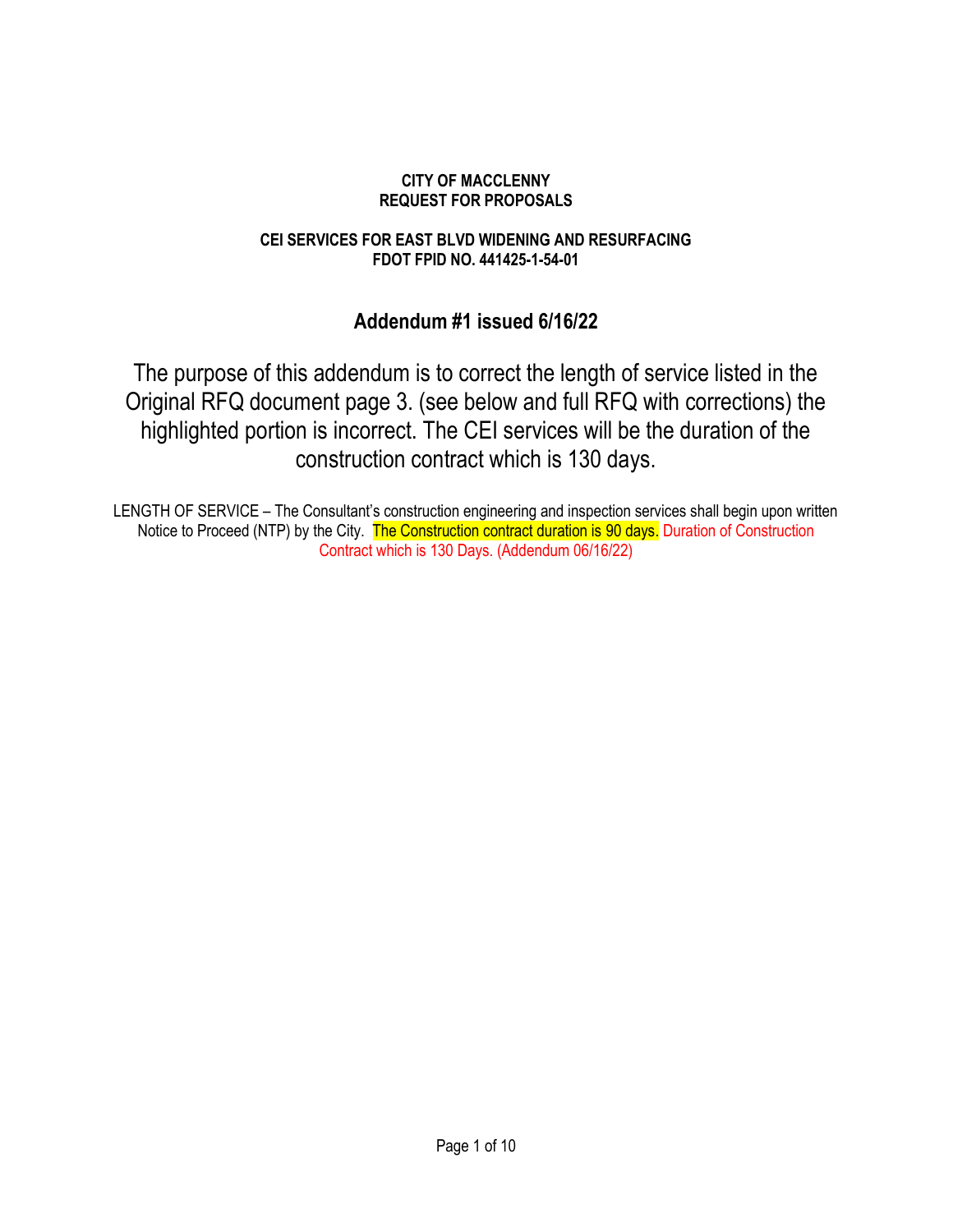**CITY OF MACCLENNY**
**REQUEST FOR PROPOSALS**

**CEI SERVICES FOR EAST BLVD WIDENING AND RESURFACING**
**FDOT FPID NO. 441425-1-54-01**

## Addendum #1 issued 6/16/22

The purpose of this addendum is to correct the length of service listed in the Original RFQ document page 3. (see below and full RFQ with corrections) the highlighted portion is incorrect. The CEI services will be the duration of the construction contract which is 130 days.

LENGTH OF SERVICE – The Consultant's construction engineering and inspection services shall begin upon written Notice to Proceed (NTP) by the City. The Construction contract duration is 90 days. Duration of Construction Contract which is 130 Days. (Addendum 06/16/22)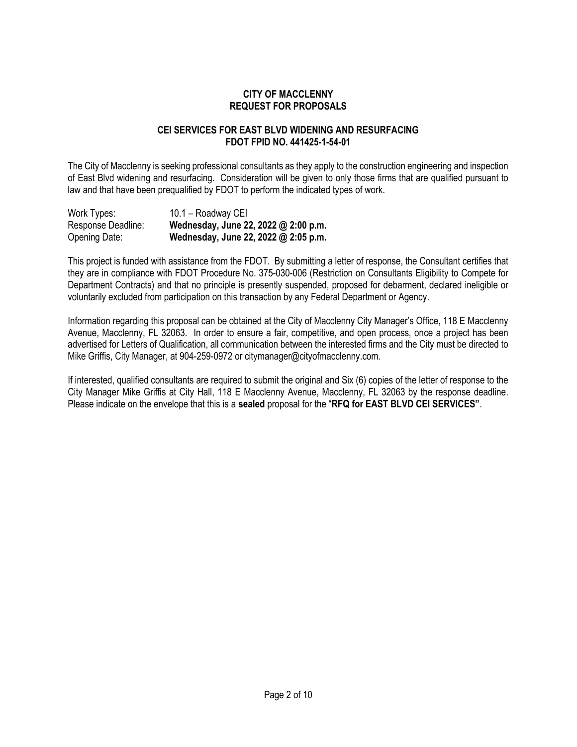# CITY OF MACCLENNY
## REQUEST FOR PROPOSALS

### CEI SERVICES FOR EAST BLVD WIDENING AND RESURFACING
### FDOT FPID NO. 441425-1-54-01

The City of Macclenny is seeking professional consultants as they apply to the construction engineering and inspection of East Blvd widening and resurfacing. Consideration will be given to only those firms that are qualified pursuant to law and that have been prequalified by FDOT to perform the indicated types of work.

| | |
|---|---|
| Work Types: | 10.1 – Roadway CEI |
| Response Deadline: | **Wednesday, June 22, 2022 @ 2:00 p.m.** |
| Opening Date: | **Wednesday, June 22, 2022 @ 2:05 p.m.** |

This project is funded with assistance from the FDOT. By submitting a letter of response, the Consultant certifies that they are in compliance with FDOT Procedure No. 375-030-006 (Restriction on Consultants Eligibility to Compete for Department Contracts) and that no principle is presently suspended, proposed for debarment, declared ineligible or voluntarily excluded from participation on this transaction by any Federal Department or Agency.

Information regarding this proposal can be obtained at the City of Macclenny City Manager's Office, 118 E Macclenny Avenue, Macclenny, FL 32063. In order to ensure a fair, competitive, and open process, once a project has been advertised for Letters of Qualification, all communication between the interested firms and the City must be directed to Mike Griffis, City Manager, at 904-259-0972 or citymanager@cityofmacclenny.com.

If interested, qualified consultants are required to submit the original and Six (6) copies of the letter of response to the City Manager Mike Griffis at City Hall, 118 E Macclenny Avenue, Macclenny, FL 32063 by the response deadline. Please indicate on the envelope that this is a **sealed** proposal for the "**RFQ for EAST BLVD CEI SERVICES"**.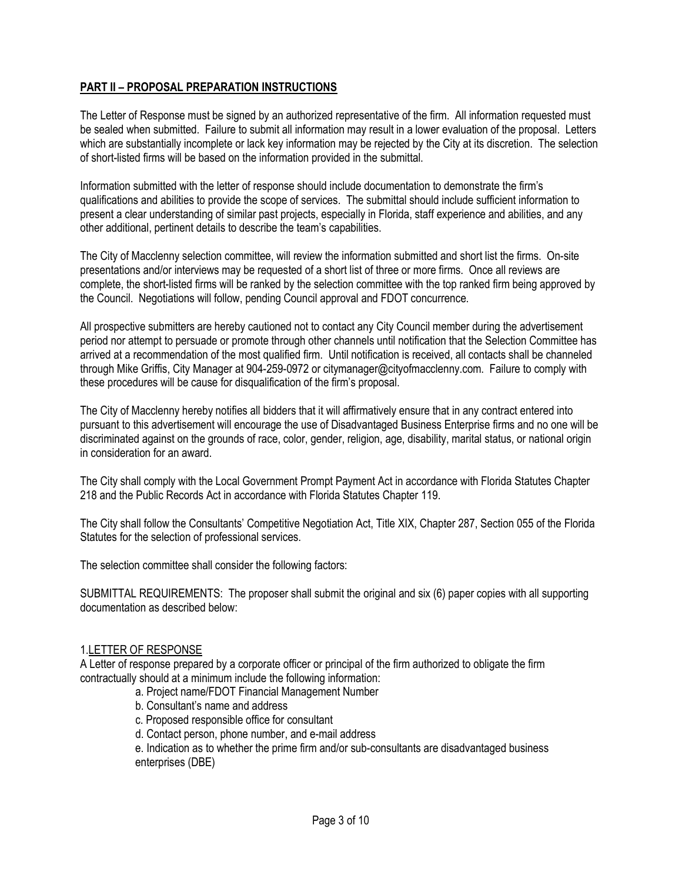## **PART II – PROPOSAL PREPARATION INSTRUCTIONS**

The Letter of Response must be signed by an authorized representative of the firm. All information requested must be sealed when submitted. Failure to submit all information may result in a lower evaluation of the proposal. Letters which are substantially incomplete or lack key information may be rejected by the City at its discretion. The selection of short-listed firms will be based on the information provided in the submittal.

Information submitted with the letter of response should include documentation to demonstrate the firm's qualifications and abilities to provide the scope of services. The submittal should include sufficient information to present a clear understanding of similar past projects, especially in Florida, staff experience and abilities, and any other additional, pertinent details to describe the team's capabilities.

The City of Macclenny selection committee, will review the information submitted and short list the firms. On-site presentations and/or interviews may be requested of a short list of three or more firms. Once all reviews are complete, the short-listed firms will be ranked by the selection committee with the top ranked firm being approved by the Council. Negotiations will follow, pending Council approval and FDOT concurrence.

All prospective submitters are hereby cautioned not to contact any City Council member during the advertisement period nor attempt to persuade or promote through other channels until notification that the Selection Committee has arrived at a recommendation of the most qualified firm. Until notification is received, all contacts shall be channeled through Mike Griffis, City Manager at 904-259-0972 or citymanager@cityofmacclenny.com. Failure to comply with these procedures will be cause for disqualification of the firm's proposal.

The City of Macclenny hereby notifies all bidders that it will affirmatively ensure that in any contract entered into pursuant to this advertisement will encourage the use of Disadvantaged Business Enterprise firms and no one will be discriminated against on the grounds of race, color, gender, religion, age, disability, marital status, or national origin in consideration for an award.

The City shall comply with the Local Government Prompt Payment Act in accordance with Florida Statutes Chapter 218 and the Public Records Act in accordance with Florida Statutes Chapter 119.

The City shall follow the Consultants' Competitive Negotiation Act, Title XIX, Chapter 287, Section 055 of the Florida Statutes for the selection of professional services.

The selection committee shall consider the following factors:

SUBMITTAL REQUIREMENTS: The proposer shall submit the original and six (6) paper copies with all supporting documentation as described below:

1. LETTER OF RESPONSE

A Letter of response prepared by a corporate officer or principal of the firm authorized to obligate the firm contractually should at a minimum include the following information:

- a. Project name/FDOT Financial Management Number
- b. Consultant's name and address
- c. Proposed responsible office for consultant
- d. Contact person, phone number, and e-mail address
- e. Indication as to whether the prime firm and/or sub-consultants are disadvantaged business enterprises (DBE)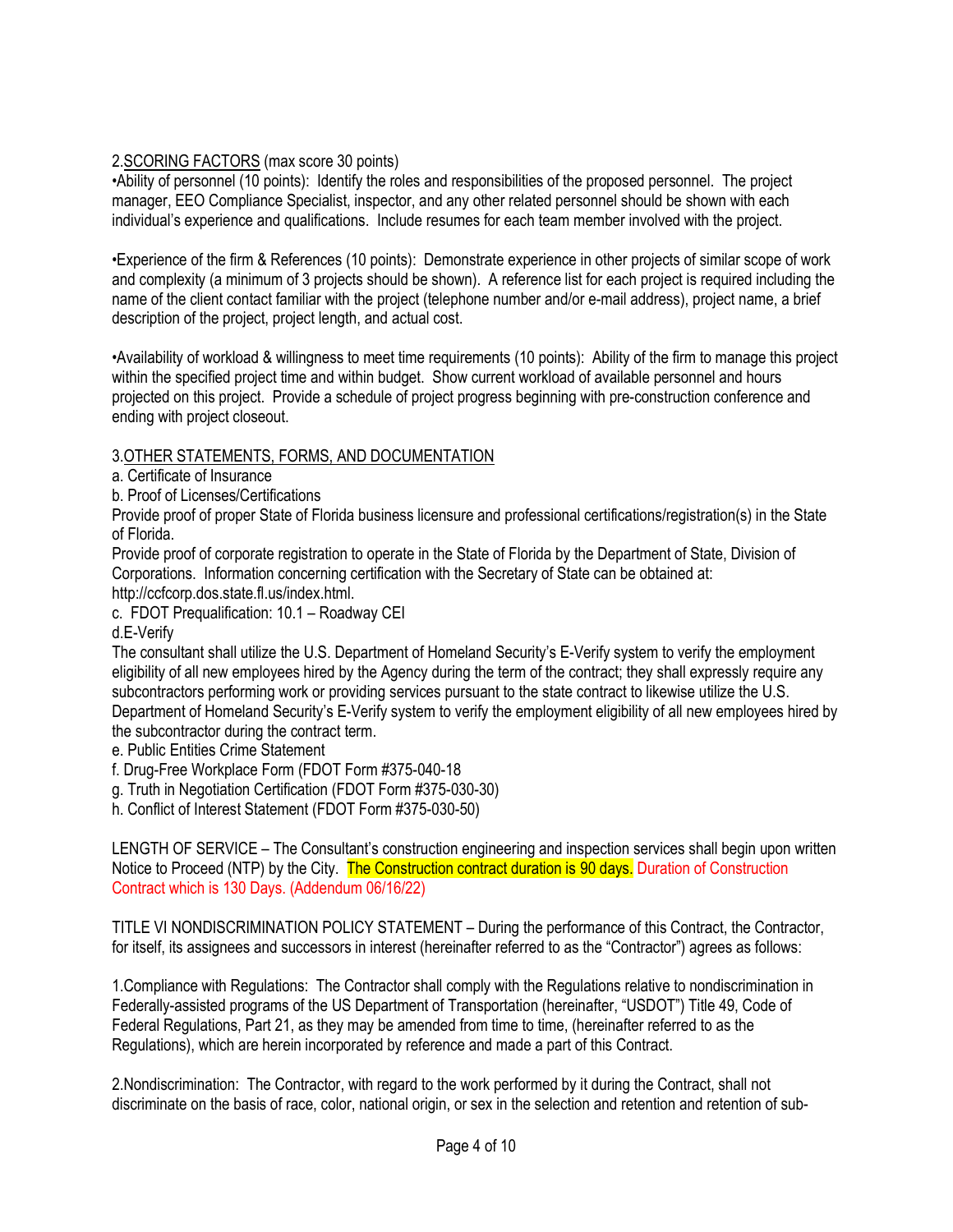2.<u>SCORING FACTORS</u> (max score 30 points)

•Ability of personnel (10 points): Identify the roles and responsibilities of the proposed personnel. The project manager, EEO Compliance Specialist, inspector, and any other related personnel should be shown with each individual's experience and qualifications. Include resumes for each team member involved with the project.

•Experience of the firm & References (10 points): Demonstrate experience in other projects of similar scope of work and complexity (a minimum of 3 projects should be shown). A reference list for each project is required including the name of the client contact familiar with the project (telephone number and/or e-mail address), project name, a brief description of the project, project length, and actual cost.

•Availability of workload & willingness to meet time requirements (10 points): Ability of the firm to manage this project within the specified project time and within budget. Show current workload of available personnel and hours projected on this project. Provide a schedule of project progress beginning with pre-construction conference and ending with project closeout.

3.<u>OTHER STATEMENTS, FORMS, AND DOCUMENTATION</u>

a. Certificate of Insurance

b. Proof of Licenses/Certifications

Provide proof of proper State of Florida business licensure and professional certifications/registration(s) in the State of Florida.

Provide proof of corporate registration to operate in the State of Florida by the Department of State, Division of Corporations. Information concerning certification with the Secretary of State can be obtained at: http://ccfcorp.dos.state.fl.us/index.html.

c. FDOT Prequalification: 10.1 – Roadway CEI

d.E-Verify

The consultant shall utilize the U.S. Department of Homeland Security's E-Verify system to verify the employment eligibility of all new employees hired by the Agency during the term of the contract; they shall expressly require any subcontractors performing work or providing services pursuant to the state contract to likewise utilize the U.S. Department of Homeland Security's E-Verify system to verify the employment eligibility of all new employees hired by the subcontractor during the contract term.

e. Public Entities Crime Statement

f. Drug-Free Workplace Form (FDOT Form #375-040-18

g. Truth in Negotiation Certification (FDOT Form #375-030-30)

h. Conflict of Interest Statement (FDOT Form #375-030-50)

LENGTH OF SERVICE – The Consultant's construction engineering and inspection services shall begin upon written Notice to Proceed (NTP) by the City. The Construction contract duration is 90 days. Duration of Construction Contract which is 130 Days. (Addendum 06/16/22)

TITLE VI NONDISCRIMINATION POLICY STATEMENT – During the performance of this Contract, the Contractor, for itself, its assignees and successors in interest (hereinafter referred to as the "Contractor") agrees as follows:

1.Compliance with Regulations: The Contractor shall comply with the Regulations relative to nondiscrimination in Federally-assisted programs of the US Department of Transportation (hereinafter, "USDOT") Title 49, Code of Federal Regulations, Part 21, as they may be amended from time to time, (hereinafter referred to as the Regulations), which are herein incorporated by reference and made a part of this Contract.

2.Nondiscrimination: The Contractor, with regard to the work performed by it during the Contract, shall not discriminate on the basis of race, color, national origin, or sex in the selection and retention and retention of sub-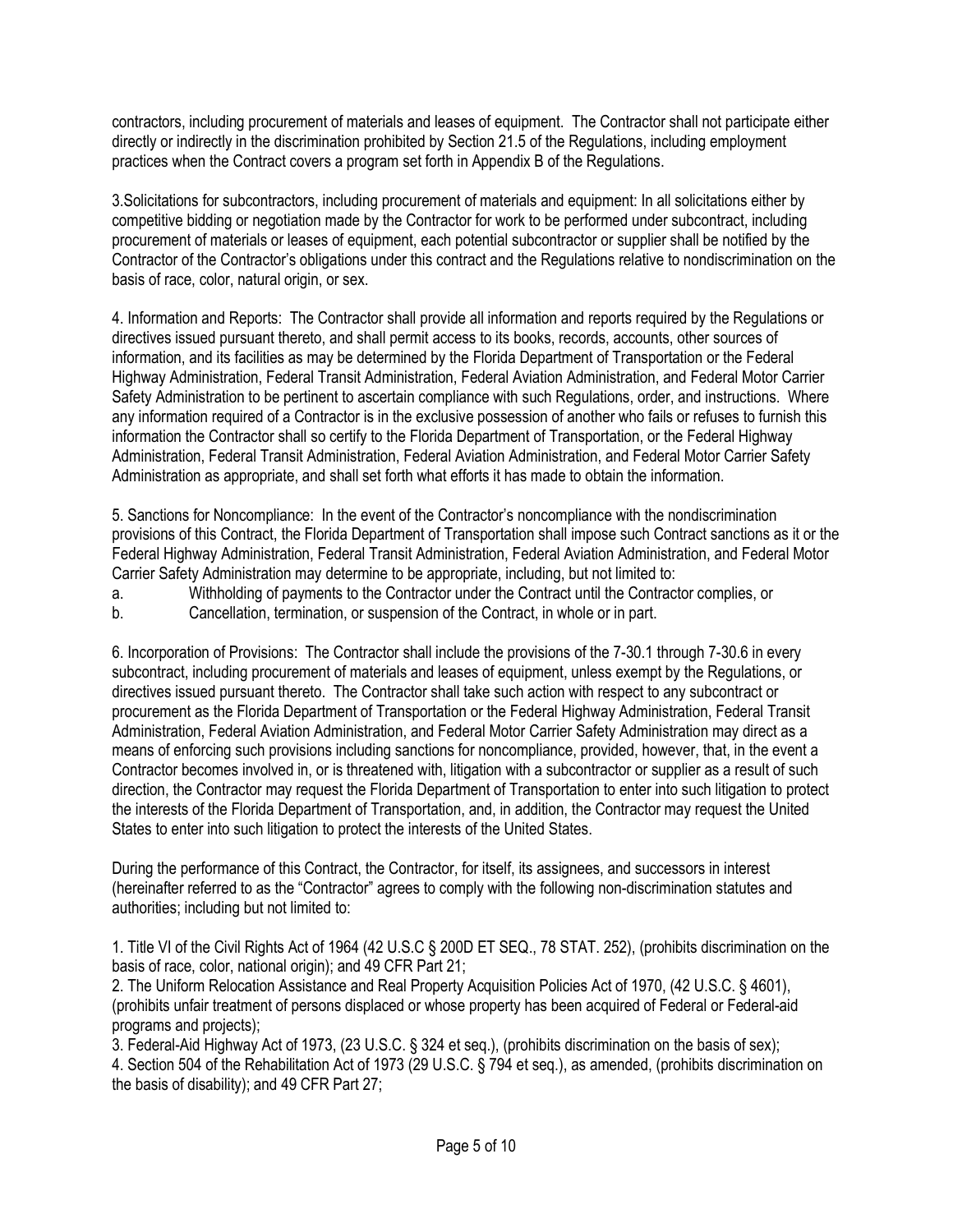contractors, including procurement of materials and leases of equipment. The Contractor shall not participate either directly or indirectly in the discrimination prohibited by Section 21.5 of the Regulations, including employment practices when the Contract covers a program set forth in Appendix B of the Regulations.

3.Solicitations for subcontractors, including procurement of materials and equipment: In all solicitations either by competitive bidding or negotiation made by the Contractor for work to be performed under subcontract, including procurement of materials or leases of equipment, each potential subcontractor or supplier shall be notified by the Contractor of the Contractor's obligations under this contract and the Regulations relative to nondiscrimination on the basis of race, color, natural origin, or sex.

4. Information and Reports: The Contractor shall provide all information and reports required by the Regulations or directives issued pursuant thereto, and shall permit access to its books, records, accounts, other sources of information, and its facilities as may be determined by the Florida Department of Transportation or the Federal Highway Administration, Federal Transit Administration, Federal Aviation Administration, and Federal Motor Carrier Safety Administration to be pertinent to ascertain compliance with such Regulations, order, and instructions. Where any information required of a Contractor is in the exclusive possession of another who fails or refuses to furnish this information the Contractor shall so certify to the Florida Department of Transportation, or the Federal Highway Administration, Federal Transit Administration, Federal Aviation Administration, and Federal Motor Carrier Safety Administration as appropriate, and shall set forth what efforts it has made to obtain the information.

5. Sanctions for Noncompliance: In the event of the Contractor's noncompliance with the nondiscrimination provisions of this Contract, the Florida Department of Transportation shall impose such Contract sanctions as it or the Federal Highway Administration, Federal Transit Administration, Federal Aviation Administration, and Federal Motor Carrier Safety Administration may determine to be appropriate, including, but not limited to:

a. Withholding of payments to the Contractor under the Contract until the Contractor complies, or

b. Cancellation, termination, or suspension of the Contract, in whole or in part.

6. Incorporation of Provisions: The Contractor shall include the provisions of the 7-30.1 through 7-30.6 in every subcontract, including procurement of materials and leases of equipment, unless exempt by the Regulations, or directives issued pursuant thereto. The Contractor shall take such action with respect to any subcontract or procurement as the Florida Department of Transportation or the Federal Highway Administration, Federal Transit Administration, Federal Aviation Administration, and Federal Motor Carrier Safety Administration may direct as a means of enforcing such provisions including sanctions for noncompliance, provided, however, that, in the event a Contractor becomes involved in, or is threatened with, litigation with a subcontractor or supplier as a result of such direction, the Contractor may request the Florida Department of Transportation to enter into such litigation to protect the interests of the Florida Department of Transportation, and, in addition, the Contractor may request the United States to enter into such litigation to protect the interests of the United States.

During the performance of this Contract, the Contractor, for itself, its assignees, and successors in interest (hereinafter referred to as the "Contractor" agrees to comply with the following non-discrimination statutes and authorities; including but not limited to:

1. Title VI of the Civil Rights Act of 1964 (42 U.S.C § 200D ET SEQ., 78 STAT. 252), (prohibits discrimination on the basis of race, color, national origin); and 49 CFR Part 21;
2. The Uniform Relocation Assistance and Real Property Acquisition Policies Act of 1970, (42 U.S.C. § 4601), (prohibits unfair treatment of persons displaced or whose property has been acquired of Federal or Federal-aid programs and projects);
3. Federal-Aid Highway Act of 1973, (23 U.S.C. § 324 et seq.), (prohibits discrimination on the basis of sex);
4. Section 504 of the Rehabilitation Act of 1973 (29 U.S.C. § 794 et seq.), as amended, (prohibits discrimination on the basis of disability); and 49 CFR Part 27;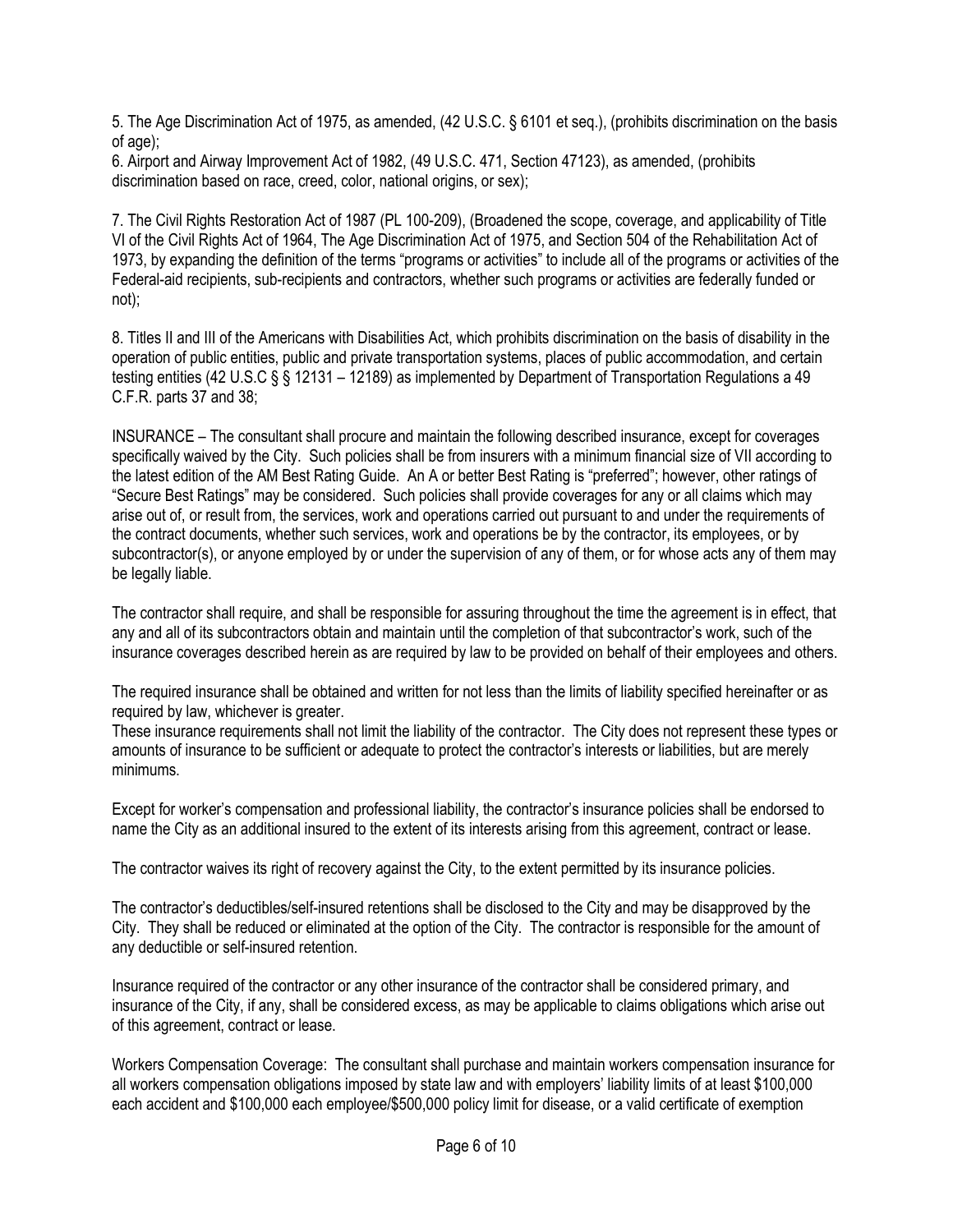5. The Age Discrimination Act of 1975, as amended, (42 U.S.C. § 6101 et seq.), (prohibits discrimination on the basis of age);

6. Airport and Airway Improvement Act of 1982, (49 U.S.C. 471, Section 47123), as amended, (prohibits discrimination based on race, creed, color, national origins, or sex);

7. The Civil Rights Restoration Act of 1987 (PL 100-209), (Broadened the scope, coverage, and applicability of Title VI of the Civil Rights Act of 1964, The Age Discrimination Act of 1975, and Section 504 of the Rehabilitation Act of 1973, by expanding the definition of the terms "programs or activities" to include all of the programs or activities of the Federal-aid recipients, sub-recipients and contractors, whether such programs or activities are federally funded or not);

8. Titles II and III of the Americans with Disabilities Act, which prohibits discrimination on the basis of disability in the operation of public entities, public and private transportation systems, places of public accommodation, and certain testing entities (42 U.S.C § § 12131 – 12189) as implemented by Department of Transportation Regulations a 49 C.F.R. parts 37 and 38;

INSURANCE – The consultant shall procure and maintain the following described insurance, except for coverages specifically waived by the City. Such policies shall be from insurers with a minimum financial size of VII according to the latest edition of the AM Best Rating Guide. An A or better Best Rating is "preferred"; however, other ratings of "Secure Best Ratings" may be considered. Such policies shall provide coverages for any or all claims which may arise out of, or result from, the services, work and operations carried out pursuant to and under the requirements of the contract documents, whether such services, work and operations be by the contractor, its employees, or by subcontractor(s), or anyone employed by or under the supervision of any of them, or for whose acts any of them may be legally liable.

The contractor shall require, and shall be responsible for assuring throughout the time the agreement is in effect, that any and all of its subcontractors obtain and maintain until the completion of that subcontractor's work, such of the insurance coverages described herein as are required by law to be provided on behalf of their employees and others.

The required insurance shall be obtained and written for not less than the limits of liability specified hereinafter or as required by law, whichever is greater.
These insurance requirements shall not limit the liability of the contractor. The City does not represent these types or amounts of insurance to be sufficient or adequate to protect the contractor's interests or liabilities, but are merely minimums.

Except for worker's compensation and professional liability, the contractor's insurance policies shall be endorsed to name the City as an additional insured to the extent of its interests arising from this agreement, contract or lease.

The contractor waives its right of recovery against the City, to the extent permitted by its insurance policies.

The contractor's deductibles/self-insured retentions shall be disclosed to the City and may be disapproved by the City. They shall be reduced or eliminated at the option of the City. The contractor is responsible for the amount of any deductible or self-insured retention.

Insurance required of the contractor or any other insurance of the contractor shall be considered primary, and insurance of the City, if any, shall be considered excess, as may be applicable to claims obligations which arise out of this agreement, contract or lease.

Workers Compensation Coverage: The consultant shall purchase and maintain workers compensation insurance for all workers compensation obligations imposed by state law and with employers' liability limits of at least $100,000 each accident and $100,000 each employee/$500,000 policy limit for disease, or a valid certificate of exemption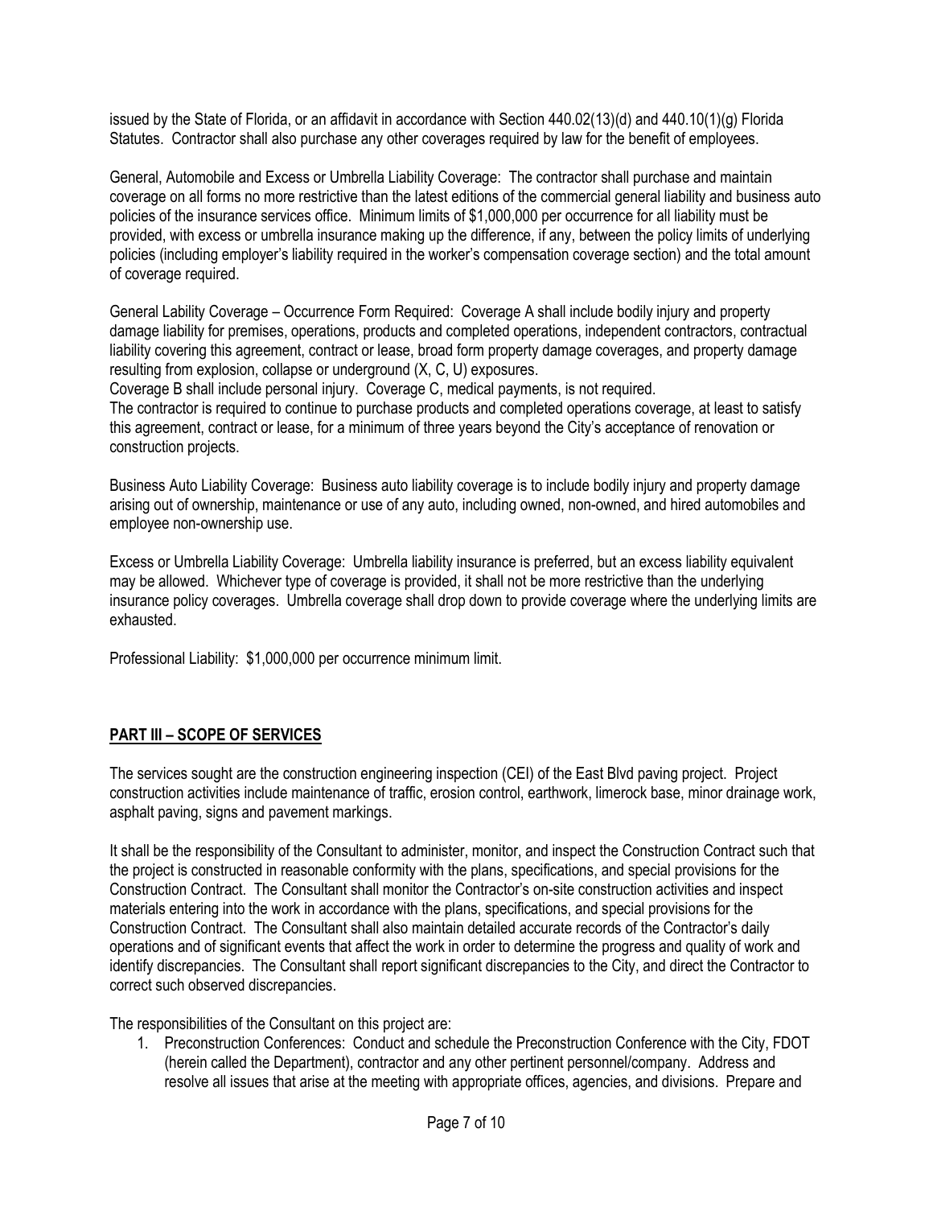issued by the State of Florida, or an affidavit in accordance with Section 440.02(13)(d) and 440.10(1)(g) Florida Statutes. Contractor shall also purchase any other coverages required by law for the benefit of employees.

General, Automobile and Excess or Umbrella Liability Coverage: The contractor shall purchase and maintain coverage on all forms no more restrictive than the latest editions of the commercial general liability and business auto policies of the insurance services office. Minimum limits of $1,000,000 per occurrence for all liability must be provided, with excess or umbrella insurance making up the difference, if any, between the policy limits of underlying policies (including employer's liability required in the worker's compensation coverage section) and the total amount of coverage required.

General Lability Coverage – Occurrence Form Required: Coverage A shall include bodily injury and property damage liability for premises, operations, products and completed operations, independent contractors, contractual liability covering this agreement, contract or lease, broad form property damage coverages, and property damage resulting from explosion, collapse or underground (X, C, U) exposures.
Coverage B shall include personal injury. Coverage C, medical payments, is not required.
The contractor is required to continue to purchase products and completed operations coverage, at least to satisfy this agreement, contract or lease, for a minimum of three years beyond the City's acceptance of renovation or construction projects.

Business Auto Liability Coverage: Business auto liability coverage is to include bodily injury and property damage arising out of ownership, maintenance or use of any auto, including owned, non-owned, and hired automobiles and employee non-ownership use.

Excess or Umbrella Liability Coverage: Umbrella liability insurance is preferred, but an excess liability equivalent may be allowed. Whichever type of coverage is provided, it shall not be more restrictive than the underlying insurance policy coverages. Umbrella coverage shall drop down to provide coverage where the underlying limits are exhausted.

Professional Liability: $1,000,000 per occurrence minimum limit.

## PART III – SCOPE OF SERVICES

The services sought are the construction engineering inspection (CEI) of the East Blvd paving project. Project construction activities include maintenance of traffic, erosion control, earthwork, limerock base, minor drainage work, asphalt paving, signs and pavement markings.

It shall be the responsibility of the Consultant to administer, monitor, and inspect the Construction Contract such that the project is constructed in reasonable conformity with the plans, specifications, and special provisions for the Construction Contract. The Consultant shall monitor the Contractor's on-site construction activities and inspect materials entering into the work in accordance with the plans, specifications, and special provisions for the Construction Contract. The Consultant shall also maintain detailed accurate records of the Contractor's daily operations and of significant events that affect the work in order to determine the progress and quality of work and identify discrepancies. The Consultant shall report significant discrepancies to the City, and direct the Contractor to correct such observed discrepancies.

The responsibilities of the Consultant on this project are:

1. Preconstruction Conferences: Conduct and schedule the Preconstruction Conference with the City, FDOT (herein called the Department), contractor and any other pertinent personnel/company. Address and resolve all issues that arise at the meeting with appropriate offices, agencies, and divisions. Prepare and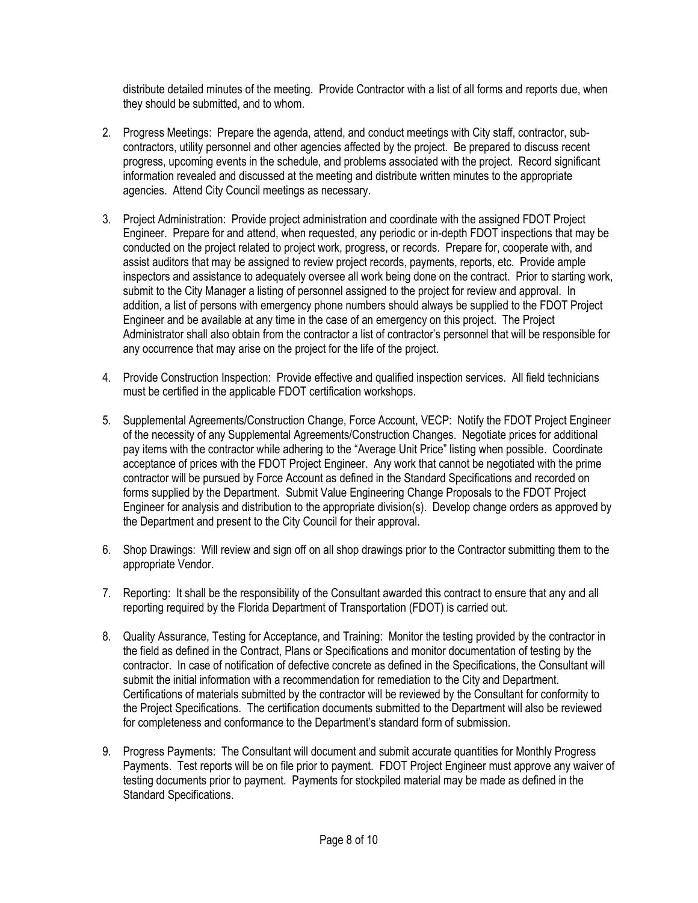distribute detailed minutes of the meeting. Provide Contractor with a list of all forms and reports due, when they should be submitted, and to whom.

2. Progress Meetings: Prepare the agenda, attend, and conduct meetings with City staff, contractor, sub-contractors, utility personnel and other agencies affected by the project. Be prepared to discuss recent progress, upcoming events in the schedule, and problems associated with the project. Record significant information revealed and discussed at the meeting and distribute written minutes to the appropriate agencies. Attend City Council meetings as necessary.

3. Project Administration: Provide project administration and coordinate with the assigned FDOT Project Engineer. Prepare for and attend, when requested, any periodic or in-depth FDOT inspections that may be conducted on the project related to project work, progress, or records. Prepare for, cooperate with, and assist auditors that may be assigned to review project records, payments, reports, etc. Provide ample inspectors and assistance to adequately oversee all work being done on the contract. Prior to starting work, submit to the City Manager a listing of personnel assigned to the project for review and approval. In addition, a list of persons with emergency phone numbers should always be supplied to the FDOT Project Engineer and be available at any time in the case of an emergency on this project. The Project Administrator shall also obtain from the contractor a list of contractor's personnel that will be responsible for any occurrence that may arise on the project for the life of the project.

4. Provide Construction Inspection: Provide effective and qualified inspection services. All field technicians must be certified in the applicable FDOT certification workshops.

5. Supplemental Agreements/Construction Change, Force Account, VECP: Notify the FDOT Project Engineer of the necessity of any Supplemental Agreements/Construction Changes. Negotiate prices for additional pay items with the contractor while adhering to the "Average Unit Price" listing when possible. Coordinate acceptance of prices with the FDOT Project Engineer. Any work that cannot be negotiated with the prime contractor will be pursued by Force Account as defined in the Standard Specifications and recorded on forms supplied by the Department. Submit Value Engineering Change Proposals to the FDOT Project Engineer for analysis and distribution to the appropriate division(s). Develop change orders as approved by the Department and present to the City Council for their approval.

6. Shop Drawings: Will review and sign off on all shop drawings prior to the Contractor submitting them to the appropriate Vendor.

7. Reporting: It shall be the responsibility of the Consultant awarded this contract to ensure that any and all reporting required by the Florida Department of Transportation (FDOT) is carried out.

8. Quality Assurance, Testing for Acceptance, and Training: Monitor the testing provided by the contractor in the field as defined in the Contract, Plans or Specifications and monitor documentation of testing by the contractor. In case of notification of defective concrete as defined in the Specifications, the Consultant will submit the initial information with a recommendation for remediation to the City and Department. Certifications of materials submitted by the contractor will be reviewed by the Consultant for conformity to the Project Specifications. The certification documents submitted to the Department will also be reviewed for completeness and conformance to the Department's standard form of submission.

9. Progress Payments: The Consultant will document and submit accurate quantities for Monthly Progress Payments. Test reports will be on file prior to payment. FDOT Project Engineer must approve any waiver of testing documents prior to payment. Payments for stockpiled material may be made as defined in the Standard Specifications.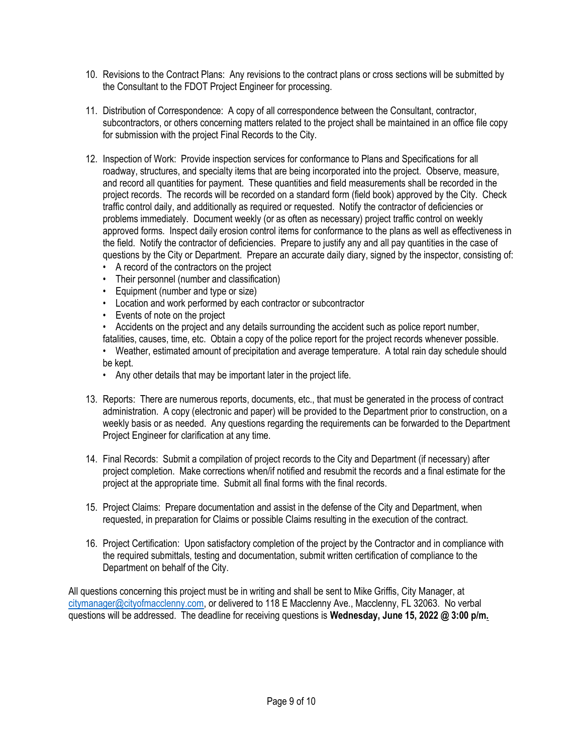10. Revisions to the Contract Plans: Any revisions to the contract plans or cross sections will be submitted by the Consultant to the FDOT Project Engineer for processing.

11. Distribution of Correspondence: A copy of all correspondence between the Consultant, contractor, subcontractors, or others concerning matters related to the project shall be maintained in an office file copy for submission with the project Final Records to the City.

12. Inspection of Work: Provide inspection services for conformance to Plans and Specifications for all roadway, structures, and specialty items that are being incorporated into the project. Observe, measure, and record all quantities for payment. These quantities and field measurements shall be recorded in the project records. The records will be recorded on a standard form (field book) approved by the City. Check traffic control daily, and additionally as required or requested. Notify the contractor of deficiencies or problems immediately. Document weekly (or as often as necessary) project traffic control on weekly approved forms. Inspect daily erosion control items for conformance to the plans as well as effectiveness in the field. Notify the contractor of deficiencies. Prepare to justify any and all pay quantities in the case of questions by the City or Department. Prepare an accurate daily diary, signed by the inspector, consisting of:
    - A record of the contractors on the project
    - Their personnel (number and classification)
    - Equipment (number and type or size)
    - Location and work performed by each contractor or subcontractor
    - Events of note on the project
    - Accidents on the project and any details surrounding the accident such as police report number, fatalities, causes, time, etc. Obtain a copy of the police report for the project records whenever possible.
    - Weather, estimated amount of precipitation and average temperature. A total rain day schedule should be kept.
    - Any other details that may be important later in the project life.

13. Reports: There are numerous reports, documents, etc., that must be generated in the process of contract administration. A copy (electronic and paper) will be provided to the Department prior to construction, on a weekly basis or as needed. Any questions regarding the requirements can be forwarded to the Department Project Engineer for clarification at any time.

14. Final Records: Submit a compilation of project records to the City and Department (if necessary) after project completion. Make corrections when/if notified and resubmit the records and a final estimate for the project at the appropriate time. Submit all final forms with the final records.

15. Project Claims: Prepare documentation and assist in the defense of the City and Department, when requested, in preparation for Claims or possible Claims resulting in the execution of the contract.

16. Project Certification: Upon satisfactory completion of the project by the Contractor and in compliance with the required submittals, testing and documentation, submit written certification of compliance to the Department on behalf of the City.

All questions concerning this project must be in writing and shall be sent to Mike Griffis, City Manager, at citymanager@cityofmacclenny.com, or delivered to 118 E Macclenny Ave., Macclenny, FL 32063. No verbal questions will be addressed. The deadline for receiving questions is **Wednesday, June 15, 2022 @ 3:00 p/m.**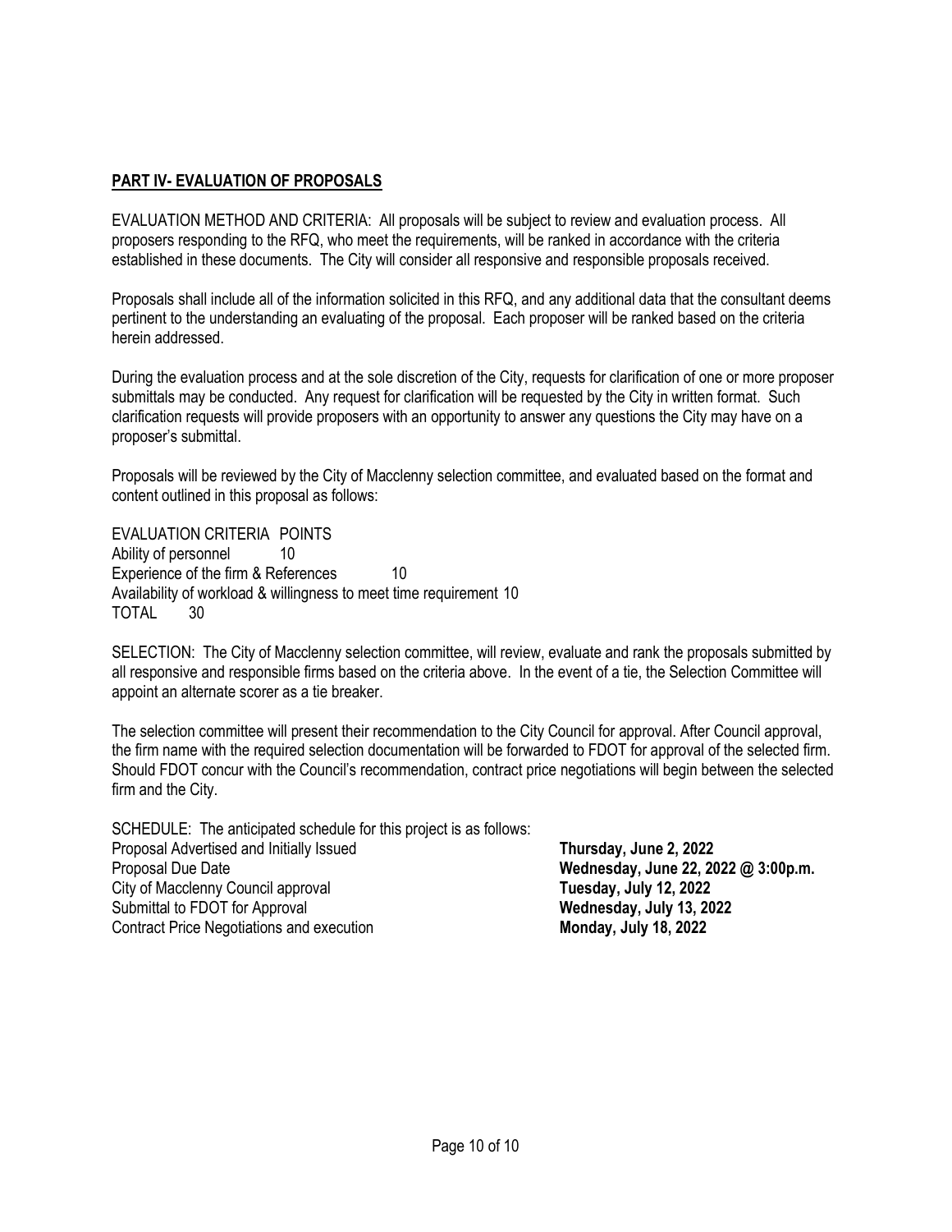## PART IV- EVALUATION OF PROPOSALS

EVALUATION METHOD AND CRITERIA: All proposals will be subject to review and evaluation process. All proposers responding to the RFQ, who meet the requirements, will be ranked in accordance with the criteria established in these documents. The City will consider all responsive and responsible proposals received.

Proposals shall include all of the information solicited in this RFQ, and any additional data that the consultant deems pertinent to the understanding an evaluating of the proposal. Each proposer will be ranked based on the criteria herein addressed.

During the evaluation process and at the sole discretion of the City, requests for clarification of one or more proposer submittals may be conducted. Any request for clarification will be requested by the City in written format. Such clarification requests will provide proposers with an opportunity to answer any questions the City may have on a proposer's submittal.

Proposals will be reviewed by the City of Macclenny selection committee, and evaluated based on the format and content outlined in this proposal as follows:

| EVALUATION CRITERIA | POINTS |
|---|---|
| Ability of personnel | 10 |
| Experience of the firm & References | 10 |
| Availability of workload & willingness to meet time requirement | 10 |
| TOTAL | 30 |

SELECTION: The City of Macclenny selection committee, will review, evaluate and rank the proposals submitted by all responsive and responsible firms based on the criteria above. In the event of a tie, the Selection Committee will appoint an alternate scorer as a tie breaker.

The selection committee will present their recommendation to the City Council for approval. After Council approval, the firm name with the required selection documentation will be forwarded to FDOT for approval of the selected firm. Should FDOT concur with the Council's recommendation, contract price negotiations will begin between the selected firm and the City.

SCHEDULE: The anticipated schedule for this project is as follows:

| | |
|---|---|
| Proposal Advertised and Initially Issued | **Thursday, June 2, 2022** |
| Proposal Due Date | **Wednesday, June 22, 2022 @ 3:00p.m.** |
| City of Macclenny Council approval | **Tuesday, July 12, 2022** |
| Submittal to FDOT for Approval | **Wednesday, July 13, 2022** |
| Contract Price Negotiations and execution | **Monday, July 18, 2022** |